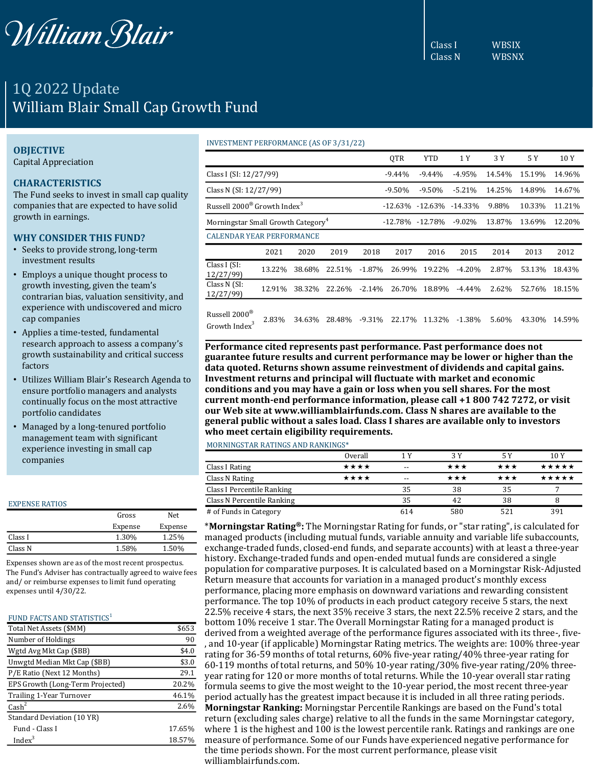William Blair

Class I WBSIX
Class N WBSNX

# 1Q 2022 Update
# William Blair Small Cap Growth Fund

## OBJECTIVE

Capital Appreciation

## CHARACTERISTICS

The Fund seeks to invest in small cap quality companies that are expected to have solid growth in earnings.

## WHY CONSIDER THIS FUND?

- Seeks to provide strong, long-term investment results
- Employs a unique thought process to growth investing, given the team's contrarian bias, valuation sensitivity, and experience with undiscovered and micro cap companies
- Applies a time-tested, fundamental research approach to assess a company's growth sustainability and critical success factors
- Utilizes William Blair's Research Agenda to ensure portfolio managers and analysts continually focus on the most attractive portfolio candidates
- Managed by a long-tenured portfolio management team with significant experience investing in small cap companies

### EXPENSE RATIOS

| | Gross Expense | Net Expense |
|---|---|---|
| Class I | 1.30% | 1.25% |
| Class N | 1.58% | 1.50% |

Expenses shown are as of the most recent prospectus. The Fund's Adviser has contractually agreed to waive fees and/ or reimburse expenses to limit fund operating expenses until 4/30/22.

### FUND FACTS AND STATISTICS[1]

| | |
|---|---|
| Total Net Assets ($MM) | $653 |
| Number of Holdings | 90 |
| Wgtd Avg Mkt Cap ($BB) | $4.0 |
| Unwgtd Median Mkt Cap ($BB) | $3.0 |
| P/E Ratio (Next 12 Months) | 29.1 |
| EPS Growth (Long-Term Projected) | 20.2% |
| Trailing 1-Year Turnover | 46.1% |
| Cash[2] | 2.6% |
| Standard Deviation (10 YR) | |
| Fund - Class I | 17.65% |
| Index[3] | 18.57% |

### INVESTMENT PERFORMANCE (AS OF 3/31/22)

| | QTR | YTD | 1 Y | 3 Y | 5 Y | 10 Y |
|---|---|---|---|---|---|---|
| Class I (SI: 12/27/99) | -9.44% | -9.44% | -4.95% | 14.54% | 15.19% | 14.96% |
| Class N (SI: 12/27/99) | -9.50% | -9.50% | -5.21% | 14.25% | 14.89% | 14.67% |
| Russell 2000® Growth Index[3] | -12.63% | -12.63% | -14.33% | 9.88% | 10.33% | 11.21% |
| Morningstar Small Growth Category[4] | -12.78% | -12.78% | -9.02% | 13.87% | 13.69% | 12.20% |

### CALENDAR YEAR PERFORMANCE

| | 2021 | 2020 | 2019 | 2018 | 2017 | 2016 | 2015 | 2014 | 2013 | 2012 |
|---|---|---|---|---|---|---|---|---|---|---|
| Class I (SI: 12/27/99) | 13.22% | 38.68% | 22.51% | -1.87% | 26.99% | 19.22% | -4.20% | 2.87% | 53.13% | 18.43% |
| Class N (SI: 12/27/99) | 12.91% | 38.32% | 22.26% | -2.14% | 26.70% | 18.89% | -4.44% | 2.62% | 52.76% | 18.15% |
| Russell 2000® Growth Index[3] | 2.83% | 34.63% | 28.48% | -9.31% | 22.17% | 11.32% | -1.38% | 5.60% | 43.30% | 14.59% |

**Performance cited represents past performance. Past performance does not guarantee future results and current performance may be lower or higher than the data quoted. Returns shown assume reinvestment of dividends and capital gains. Investment returns and principal will fluctuate with market and economic conditions and you may have a gain or loss when you sell shares. For the most current month-end performance information, please call +1 800 742 7272, or visit our Web site at www.williamblairfunds.com. Class N shares are available to the general public without a sales load. Class I shares are available only to investors who meet certain eligibility requirements.**

### MORNINGSTAR RATINGS AND RANKINGS*

| | Overall | 1 Y | 3 Y | 5 Y | 10 Y |
|---|---|---|---|---|---|
| Class I Rating | ★★★★ | -- | ★★★ | ★★★ | ★★★★★ |
| Class N Rating | ★★★★ | -- | ★★★ | ★★★ | ★★★★★ |
| Class I Percentile Ranking | | 35 | 38 | 35 | 7 |
| Class N Percentile Ranking | | 35 | 42 | 38 | 8 |
| # of Funds in Category | | 614 | 580 | 521 | 391 |

***Morningstar Rating®:** The Morningstar Rating for funds, or "star rating", is calculated for managed products (including mutual funds, variable annuity and variable life subaccounts, exchange-traded funds, closed-end funds, and separate accounts) with at least a three-year history. Exchange-traded funds and open-ended mutual funds are considered a single population for comparative purposes. It is calculated based on a Morningstar Risk-Adjusted Return measure that accounts for variation in a managed product's monthly excess performance, placing more emphasis on downward variations and rewarding consistent performance. The top 10% of products in each product category receive 5 stars, the next 22.5% receive 4 stars, the next 35% receive 3 stars, the next 22.5% receive 2 stars, and the bottom 10% receive 1 star. The Overall Morningstar Rating for a managed product is derived from a weighted average of the performance figures associated with its three-, five-, and 10-year (if applicable) Morningstar Rating metrics. The weights are: 100% three-year rating for 36-59 months of total returns, 60% five-year rating/40% three-year rating for 60-119 months of total returns, and 50% 10-year rating/30% five-year rating/20% three-year rating for 120 or more months of total returns. While the 10-year overall star rating formula seems to give the most weight to the 10-year period, the most recent three-year period actually has the greatest impact because it is included in all three rating periods. **Morningstar Ranking:** Morningstar Percentile Rankings are based on the Fund's total return (excluding sales charge) relative to all the funds in the same Morningstar category, where 1 is the highest and 100 is the lowest percentile rank. Ratings and rankings are one measure of performance. Some of our Funds have experienced negative performance for the time periods shown. For the most current performance, please visit williamblairfunds.com.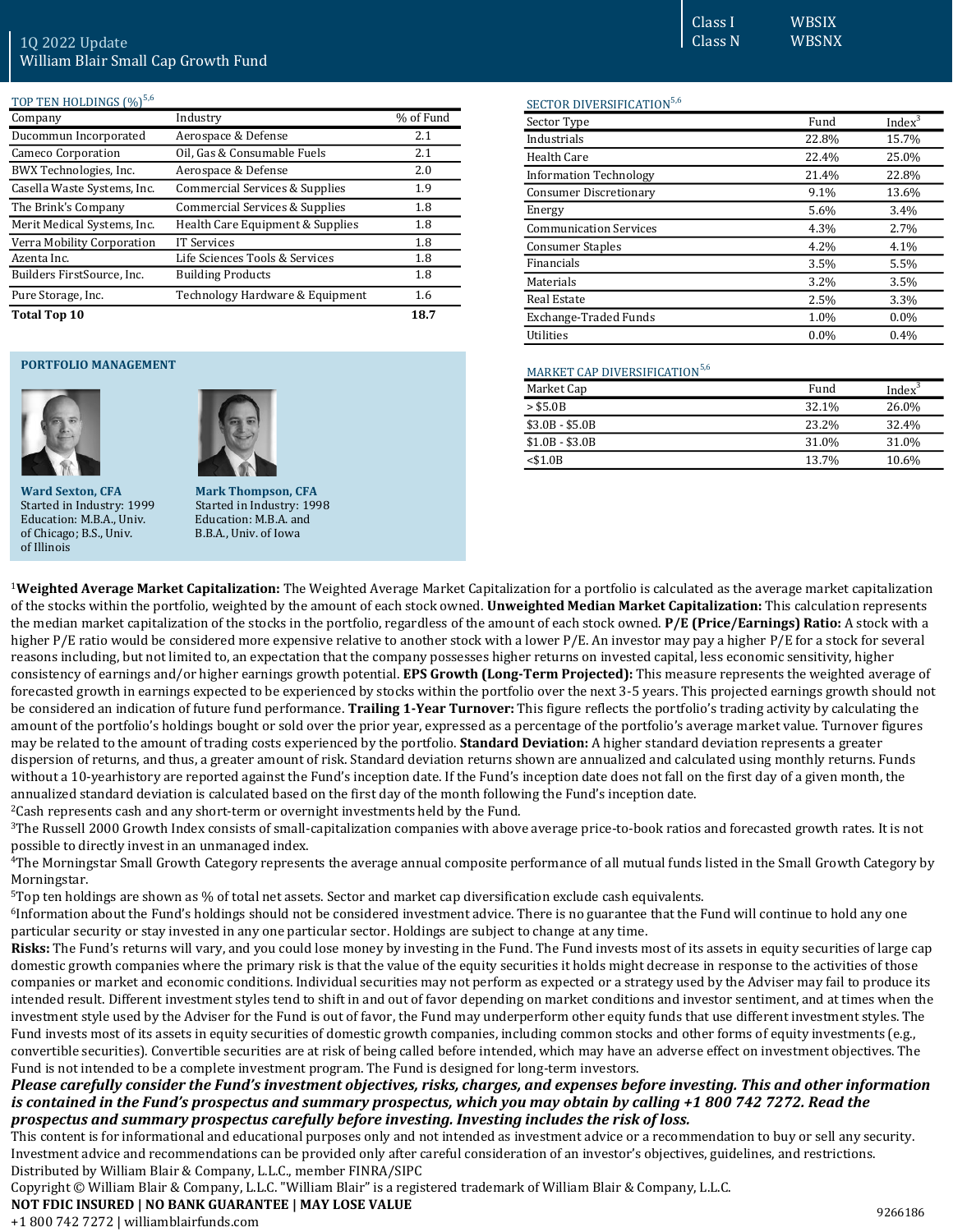1Q 2022 Update
William Blair Small Cap Growth Fund

Class I WBSIX
Class N WBSNX

## TOP TEN HOLDINGS (%)[5,6]

| Company | Industry | % of Fund |
|---|---|---|
| Ducommun Incorporated | Aerospace & Defense | 2.1 |
| Cameco Corporation | Oil, Gas & Consumable Fuels | 2.1 |
| BWX Technologies, Inc. | Aerospace & Defense | 2.0 |
| Casella Waste Systems, Inc. | Commercial Services & Supplies | 1.9 |
| The Brink's Company | Commercial Services & Supplies | 1.8 |
| Merit Medical Systems, Inc. | Health Care Equipment & Supplies | 1.8 |
| Verra Mobility Corporation | IT Services | 1.8 |
| Azenta Inc. | Life Sciences Tools & Services | 1.8 |
| Builders FirstSource, Inc. | Building Products | 1.8 |
| Pure Storage, Inc. | Technology Hardware & Equipment | 1.6 |
| **Total Top 10** | | **18.7** |

## SECTOR DIVERSIFICATION[5,6]

| Sector Type | Fund | Index[3] |
|---|---|---|
| Industrials | 22.8% | 15.7% |
| Health Care | 22.4% | 25.0% |
| Information Technology | 21.4% | 22.8% |
| Consumer Discretionary | 9.1% | 13.6% |
| Energy | 5.6% | 3.4% |
| Communication Services | 4.3% | 2.7% |
| Consumer Staples | 4.2% | 4.1% |
| Financials | 3.5% | 5.5% |
| Materials | 3.2% | 3.5% |
| Real Estate | 2.5% | 3.3% |
| Exchange-Traded Funds | 1.0% | 0.0% |
| Utilities | 0.0% | 0.4% |

## PORTFOLIO MANAGEMENT

**Ward Sexton, CFA**
Started in Industry: 1999
Education: M.B.A., Univ. of Chicago; B.S., Univ. of Illinois

**Mark Thompson, CFA**
Started in Industry: 1998
Education: M.B.A. and B.B.A., Univ. of Iowa

## MARKET CAP DIVERSIFICATION[5,6]

| Market Cap | Fund | Index[3] |
|---|---|---|
| > $5.0B | 32.1% | 26.0% |
| $3.0B - $5.0B | 23.2% | 32.4% |
| $1.0B - $3.0B | 31.0% | 31.0% |
| <$1.0B | 13.7% | 10.6% |

[1]**Weighted Average Market Capitalization:** The Weighted Average Market Capitalization for a portfolio is calculated as the average market capitalization of the stocks within the portfolio, weighted by the amount of each stock owned. **Unweighted Median Market Capitalization:** This calculation represents the median market capitalization of the stocks in the portfolio, regardless of the amount of each stock owned. **P/E (Price/Earnings) Ratio:** A stock with a higher P/E ratio would be considered more expensive relative to another stock with a lower P/E. An investor may pay a higher P/E for a stock for several reasons including, but not limited to, an expectation that the company possesses higher returns on invested capital, less economic sensitivity, higher consistency of earnings and/or higher earnings growth potential. **EPS Growth (Long-Term Projected):** This measure represents the weighted average of forecasted growth in earnings expected to be experienced by stocks within the portfolio over the next 3-5 years. This projected earnings growth should not be considered an indication of future fund performance. **Trailing 1-Year Turnover:** This figure reflects the portfolio's trading activity by calculating the amount of the portfolio's holdings bought or sold over the prior year, expressed as a percentage of the portfolio's average market value. Turnover figures may be related to the amount of trading costs experienced by the portfolio. **Standard Deviation:** A higher standard deviation represents a greater dispersion of returns, and thus, a greater amount of risk. Standard deviation returns shown are annualized and calculated using monthly returns. Funds without a 10-yearhistory are reported against the Fund's inception date. If the Fund's inception date does not fall on the first day of a given month, the annualized standard deviation is calculated based on the first day of the month following the Fund's inception date.

[2]Cash represents cash and any short-term or overnight investments held by the Fund.

[3]The Russell 2000 Growth Index consists of small-capitalization companies with above average price-to-book ratios and forecasted growth rates. It is not possible to directly invest in an unmanaged index.

[4]The Morningstar Small Growth Category represents the average annual composite performance of all mutual funds listed in the Small Growth Category by Morningstar.

[5]Top ten holdings are shown as % of total net assets. Sector and market cap diversification exclude cash equivalents.

[6]Information about the Fund's holdings should not be considered investment advice. There is no guarantee that the Fund will continue to hold any one particular security or stay invested in any one particular sector. Holdings are subject to change at any time.

**Risks:** The Fund's returns will vary, and you could lose money by investing in the Fund. The Fund invests most of its assets in equity securities of large cap domestic growth companies where the primary risk is that the value of the equity securities it holds might decrease in response to the activities of those companies or market and economic conditions. Individual securities may not perform as expected or a strategy used by the Adviser may fail to produce its intended result. Different investment styles tend to shift in and out of favor depending on market conditions and investor sentiment, and at times when the investment style used by the Adviser for the Fund is out of favor, the Fund may underperform other equity funds that use different investment styles. The Fund invests most of its assets in equity securities of domestic growth companies, including common stocks and other forms of equity investments (e.g., convertible securities). Convertible securities are at risk of being called before intended, which may have an adverse effect on investment objectives. The Fund is not intended to be a complete investment program. The Fund is designed for long-term investors.

***Please carefully consider the Fund's investment objectives, risks, charges, and expenses before investing. This and other information is contained in the Fund's prospectus and summary prospectus, which you may obtain by calling +1 800 742 7272. Read the prospectus and summary prospectus carefully before investing. Investing includes the risk of loss.***

This content is for informational and educational purposes only and not intended as investment advice or a recommendation to buy or sell any security. Investment advice and recommendations can be provided only after careful consideration of an investor's objectives, guidelines, and restrictions.

Distributed by William Blair & Company, L.L.C., member FINRA/SIPC

Copyright © William Blair & Company, L.L.C. "William Blair" is a registered trademark of William Blair & Company, L.L.C.

**NOT FDIC INSURED | NO BANK GUARANTEE | MAY LOSE VALUE**

+1 800 742 7272 | williamblairfunds.com

9266186